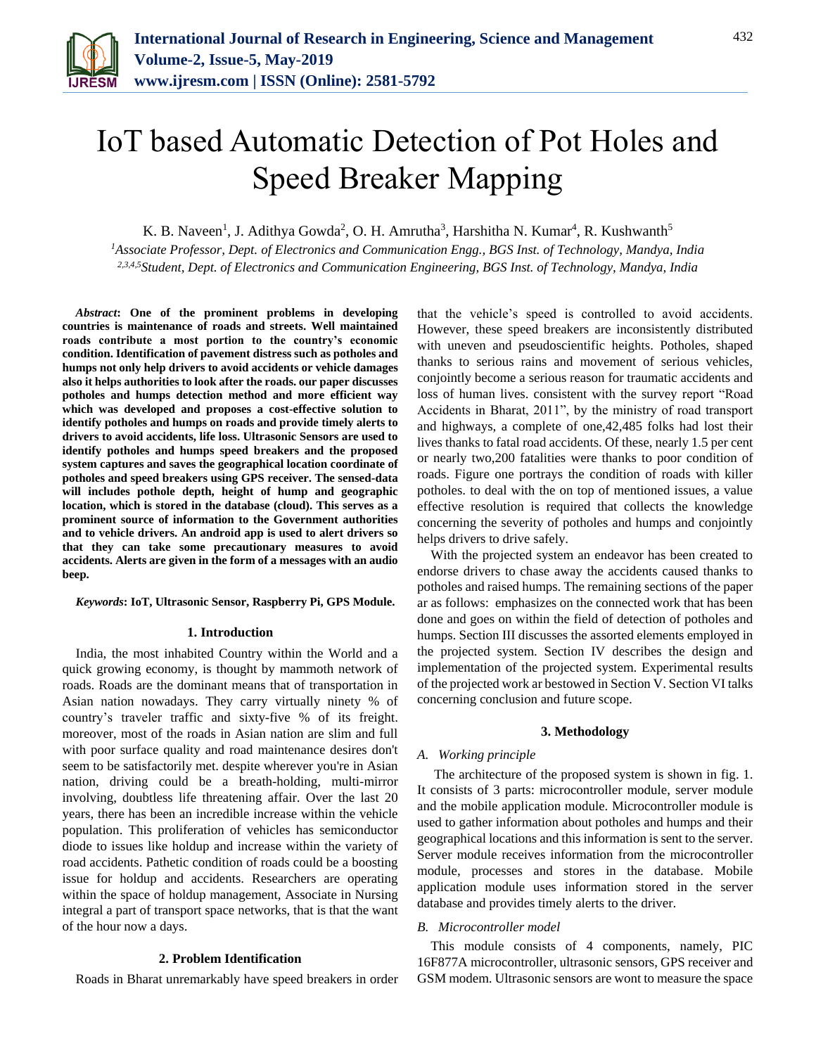# IoT based Automatic Detection of Pot Holes and Speed Breaker Mapping

K. B. Naveen[1], J. Adithya Gowda[2], O. H. Amrutha[3], Harshitha N. Kumar[4], R. Kushwanth[5]

[1]*Associate Professor, Dept. of Electronics and Communication Engg., BGS Inst. of Technology, Mandya, India*
[2,3,4,5]*Student, Dept. of Electronics and Communication Engineering, BGS Inst. of Technology, Mandya, India*

***Abstract*: One of the prominent problems in developing countries is maintenance of roads and streets. Well maintained roads contribute a most portion to the country's economic condition. Identification of pavement distress such as potholes and humps not only help drivers to avoid accidents or vehicle damages also it helps authorities to look after the roads. our paper discusses potholes and humps detection method and more efficient way which was developed and proposes a cost-effective solution to identify potholes and humps on roads and provide timely alerts to drivers to avoid accidents, life loss. Ultrasonic Sensors are used to identify potholes and humps speed breakers and the proposed system captures and saves the geographical location coordinate of potholes and speed breakers using GPS receiver. The sensed-data will includes pothole depth, height of hump and geographic location, which is stored in the database (cloud). This serves as a prominent source of information to the Government authorities and to vehicle drivers. An android app is used to alert drivers so that they can take some precautionary measures to avoid accidents. Alerts are given in the form of a messages with an audio beep.**

***Keywords*: IoT, Ultrasonic Sensor, Raspberry Pi, GPS Module.**

## 1. Introduction

India, the most inhabited Country within the World and a quick growing economy, is thought by mammoth network of roads. Roads are the dominant means that of transportation in Asian nation nowadays. They carry virtually ninety % of country's traveler traffic and sixty-five % of its freight. moreover, most of the roads in Asian nation are slim and full with poor surface quality and road maintenance desires don't seem to be satisfactorily met. despite wherever you're in Asian nation, driving could be a breath-holding, multi-mirror involving, doubtless life threatening affair. Over the last 20 years, there has been an incredible increase within the vehicle population. This proliferation of vehicles has semiconductor diode to issues like holdup and increase within the variety of road accidents. Pathetic condition of roads could be a boosting issue for holdup and accidents. Researchers are operating within the space of holdup management, Associate in Nursing integral a part of transport space networks, that is that the want of the hour now a days.

## 2. Problem Identification

Roads in Bharat unremarkably have speed breakers in order that the vehicle's speed is controlled to avoid accidents. However, these speed breakers are inconsistently distributed with uneven and pseudoscientific heights. Potholes, shaped thanks to serious rains and movement of serious vehicles, conjointly become a serious reason for traumatic accidents and loss of human lives. consistent with the survey report "Road Accidents in Bharat, 2011", by the ministry of road transport and highways, a complete of one,42,485 folks had lost their lives thanks to fatal road accidents. Of these, nearly 1.5 per cent or nearly two,200 fatalities were thanks to poor condition of roads. Figure one portrays the condition of roads with killer potholes. to deal with the on top of mentioned issues, a value effective resolution is required that collects the knowledge concerning the severity of potholes and humps and conjointly helps drivers to drive safely.

With the projected system an endeavor has been created to endorse drivers to chase away the accidents caused thanks to potholes and raised humps. The remaining sections of the paper ar as follows: emphasizes on the connected work that has been done and goes on within the field of detection of potholes and humps. Section III discusses the assorted elements employed in the projected system. Section IV describes the design and implementation of the projected system. Experimental results of the projected work ar bestowed in Section V. Section VI talks concerning conclusion and future scope.

## 3. Methodology

### *A. Working principle*

The architecture of the proposed system is shown in fig. 1. It consists of 3 parts: microcontroller module, server module and the mobile application module. Microcontroller module is used to gather information about potholes and humps and their geographical locations and this information is sent to the server. Server module receives information from the microcontroller module, processes and stores in the database. Mobile application module uses information stored in the server database and provides timely alerts to the driver.

### *B. Microcontroller model*

This module consists of 4 components, namely, PIC 16F877A microcontroller, ultrasonic sensors, GPS receiver and GSM modem. Ultrasonic sensors are wont to measure the space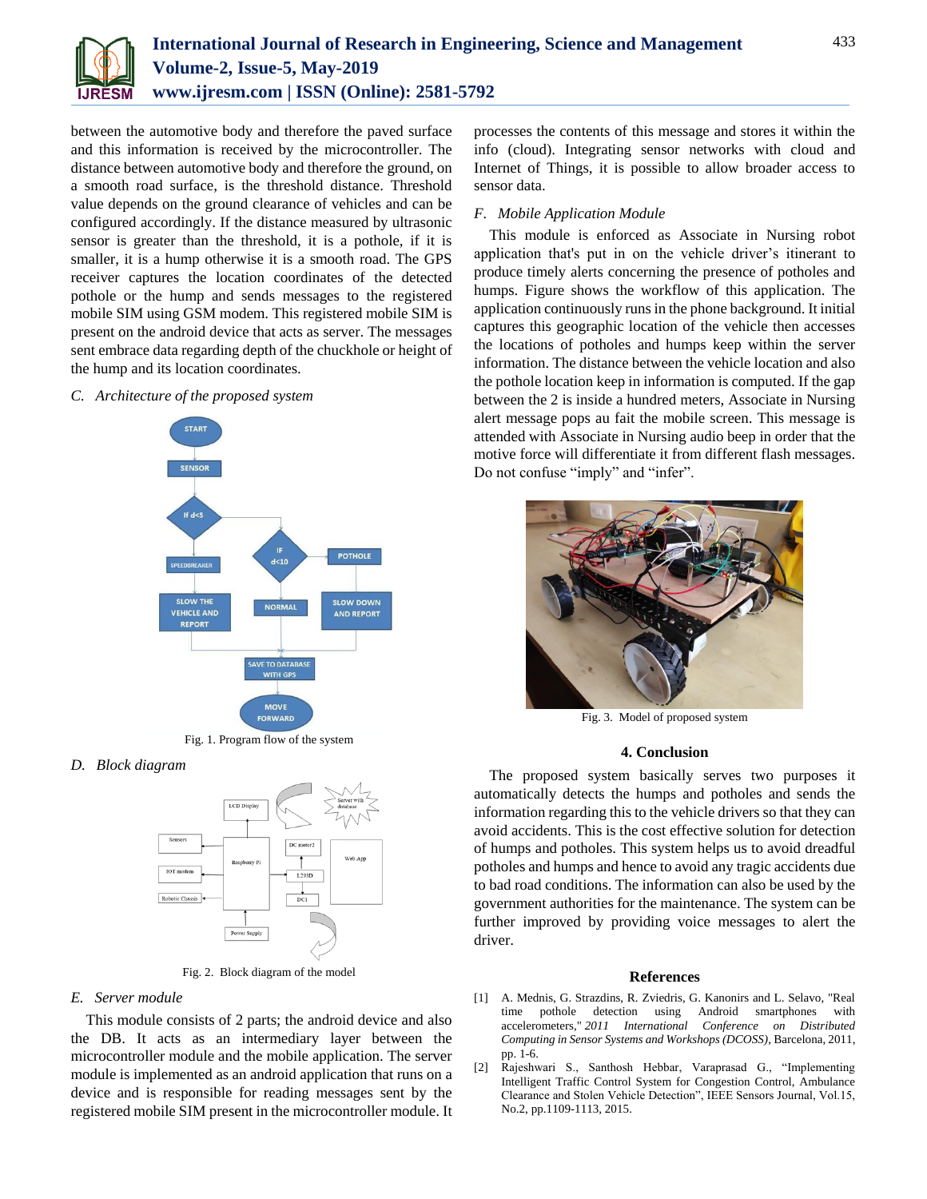between the automotive body and therefore the paved surface and this information is received by the microcontroller. The distance between automotive body and therefore the ground, on a smooth road surface, is the threshold distance. Threshold value depends on the ground clearance of vehicles and can be configured accordingly. If the distance measured by ultrasonic sensor is greater than the threshold, it is a pothole, if it is smaller, it is a hump otherwise it is a smooth road. The GPS receiver captures the location coordinates of the detected pothole or the hump and sends messages to the registered mobile SIM using GSM modem. This registered mobile SIM is present on the android device that acts as server. The messages sent embrace data regarding depth of the chuckhole or height of the hump and its location coordinates.

### *C. Architecture of the proposed system*

Fig. 1. Program flow of the system

### *D. Block diagram*

Fig. 2. Block diagram of the model

### *E. Server module*

This module consists of 2 parts; the android device and also the DB. It acts as an intermediary layer between the microcontroller module and the mobile application. The server module is implemented as an android application that runs on a device and is responsible for reading messages sent by the registered mobile SIM present in the microcontroller module. It processes the contents of this message and stores it within the info (cloud). Integrating sensor networks with cloud and Internet of Things, it is possible to allow broader access to sensor data.

### *F. Mobile Application Module*

This module is enforced as Associate in Nursing robot application that's put in on the vehicle driver's itinerant to produce timely alerts concerning the presence of potholes and humps. Figure shows the workflow of this application. The application continuously runs in the phone background. It initial captures this geographic location of the vehicle then accesses the locations of potholes and humps keep within the server information. The distance between the vehicle location and also the pothole location keep in information is computed. If the gap between the 2 is inside a hundred meters, Associate in Nursing alert message pops au fait the mobile screen. This message is attended with Associate in Nursing audio beep in order that the motive force will differentiate it from different flash messages. Do not confuse "imply" and "infer".

Fig. 3. Model of proposed system

## 4. Conclusion

The proposed system basically serves two purposes it automatically detects the humps and potholes and sends the information regarding this to the vehicle drivers so that they can avoid accidents. This is the cost effective solution for detection of humps and potholes. This system helps us to avoid dreadful potholes and humps and hence to avoid any tragic accidents due to bad road conditions. The information can also be used by the government authorities for the maintenance. The system can be further improved by providing voice messages to alert the driver.

## References

[1] A. Mednis, G. Strazdins, R. Zviedris, G. Kanonirs and L. Selavo, "Real time pothole detection using Android smartphones with accelerometers," *2011 International Conference on Distributed Computing in Sensor Systems and Workshops (DCOSS)*, Barcelona, 2011, pp. 1-6.

[2] Rajeshwari S., Santhosh Hebbar, Varaprasad G., "Implementing Intelligent Traffic Control System for Congestion Control, Ambulance Clearance and Stolen Vehicle Detection", IEEE Sensors Journal, Vol.15, No.2, pp.1109-1113, 2015.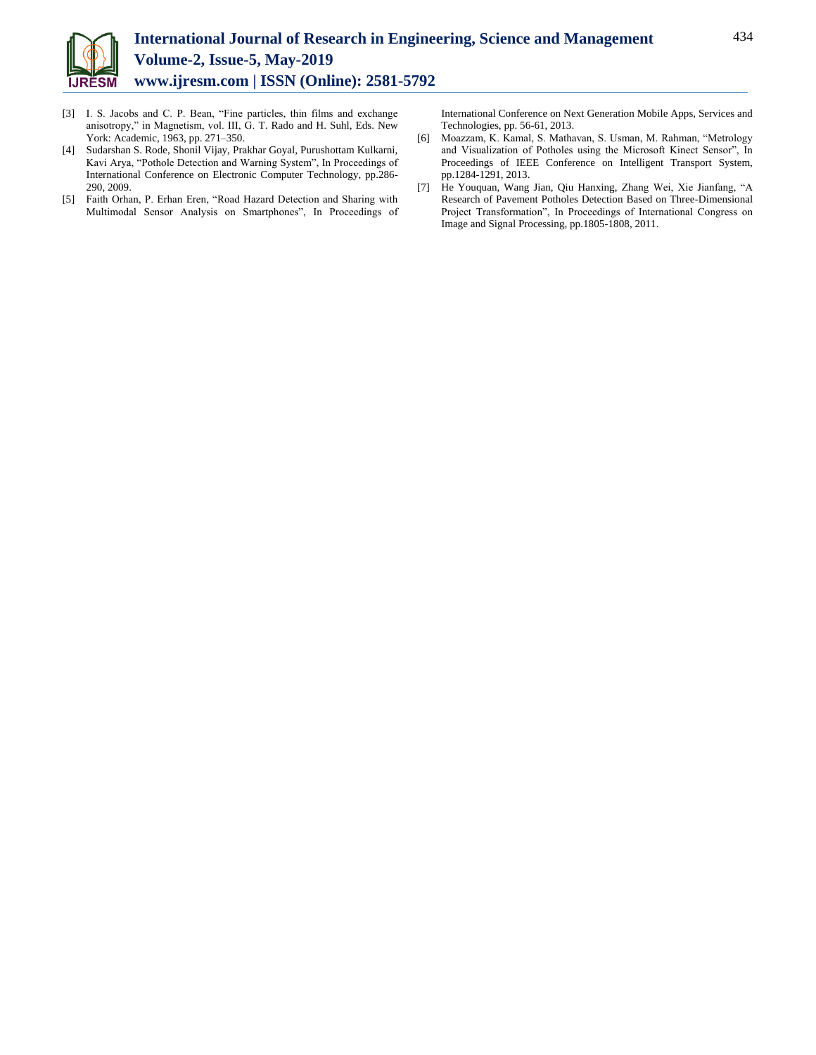[3] I. S. Jacobs and C. P. Bean, “Fine particles, thin films and exchange anisotropy,” in Magnetism, vol. III, G. T. Rado and H. Suhl, Eds. New York: Academic, 1963, pp. 271–350.

[4] Sudarshan S. Rode, Shonil Vijay, Prakhar Goyal, Purushottam Kulkarni, Kavi Arya, “Pothole Detection and Warning System”, In Proceedings of International Conference on Electronic Computer Technology, pp.286-290, 2009.

[5] Faith Orhan, P. Erhan Eren, “Road Hazard Detection and Sharing with Multimodal Sensor Analysis on Smartphones”, In Proceedings of International Conference on Next Generation Mobile Apps, Services and Technologies, pp. 56-61, 2013.

[6] Moazzam, K. Kamal, S. Mathavan, S. Usman, M. Rahman, “Metrology and Visualization of Potholes using the Microsoft Kinect Sensor”, In Proceedings of IEEE Conference on Intelligent Transport System, pp.1284-1291, 2013.

[7] He Youquan, Wang Jian, Qiu Hanxing, Zhang Wei, Xie Jianfang, “A Research of Pavement Potholes Detection Based on Three-Dimensional Project Transformation”, In Proceedings of International Congress on Image and Signal Processing, pp.1805-1808, 2011.